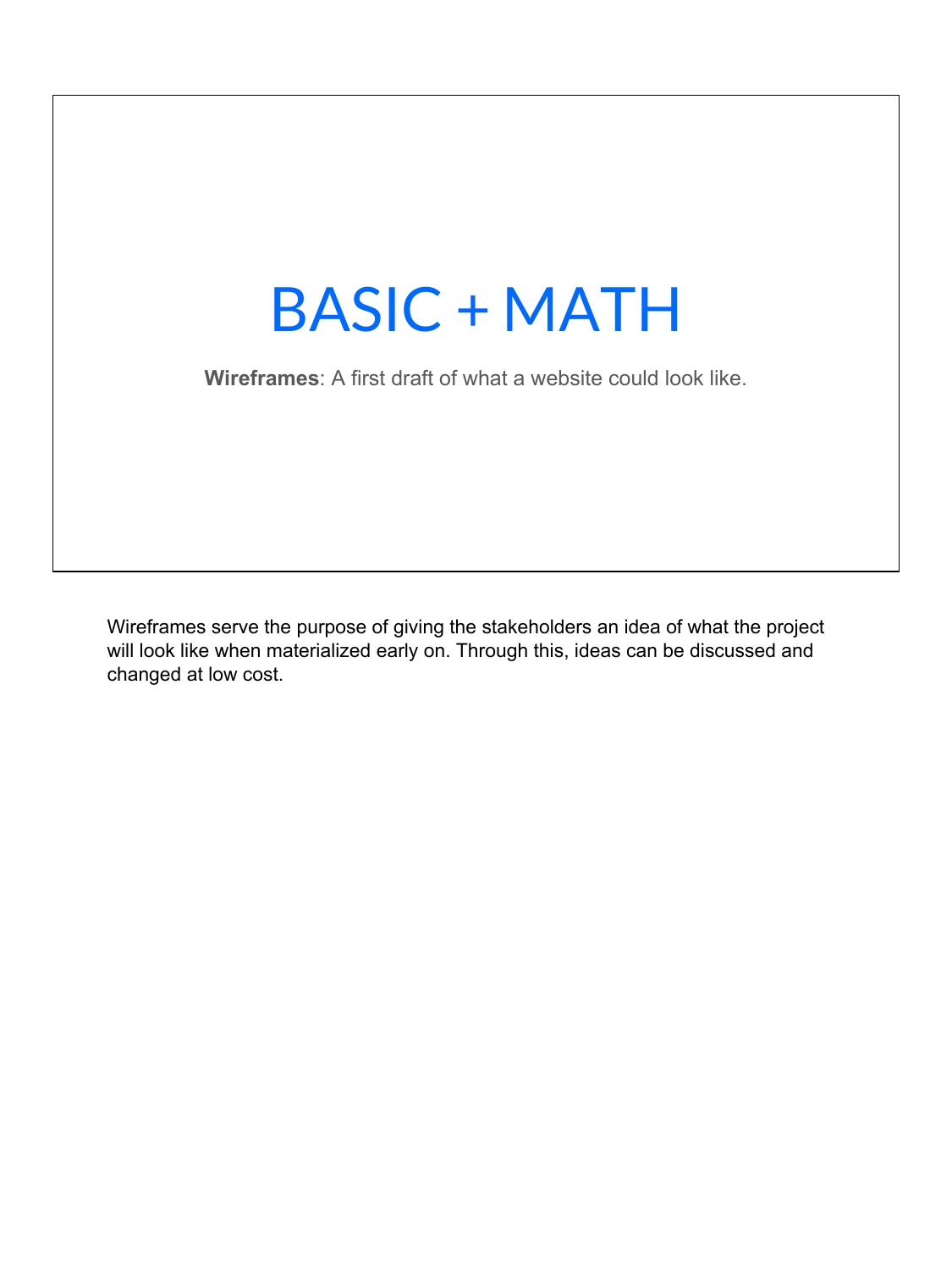# BASIC + MATH

**Wireframes**: A first draft of what a website could look like.

Wireframes serve the purpose of giving the stakeholders an idea of what the project will look like when materialized early on. Through this, ideas can be discussed and changed at low cost.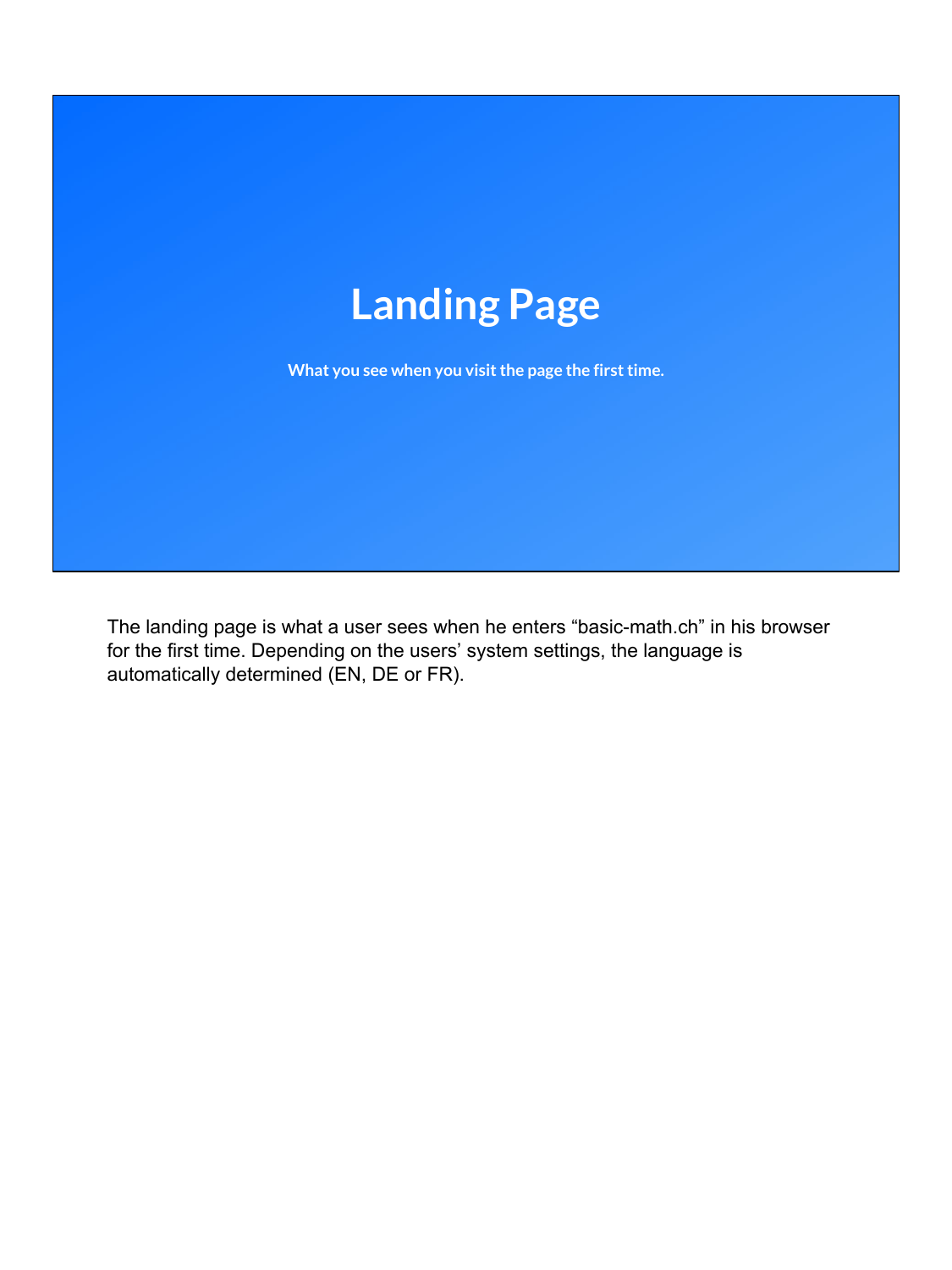# Landing Page

**What you see when you visit the page the first time.**

The landing page is what a user sees when he enters “basic-math.ch” in his browser for the first time. Depending on the users’ system settings, the language is automatically determined (EN, DE or FR).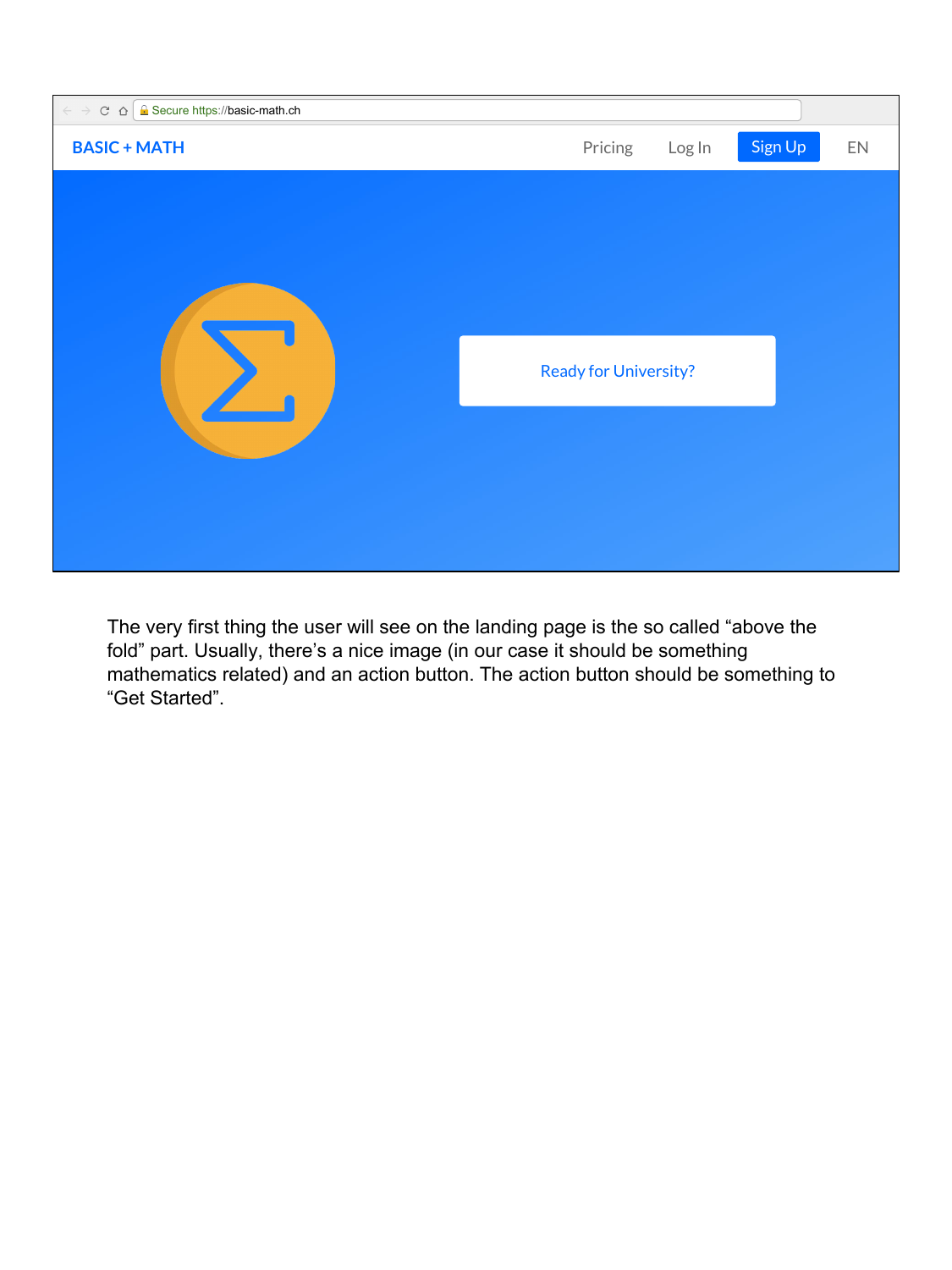The very first thing the user will see on the landing page is the so called "above the fold" part. Usually, there's a nice image (in our case it should be something mathematics related) and an action button. The action button should be something to "Get Started".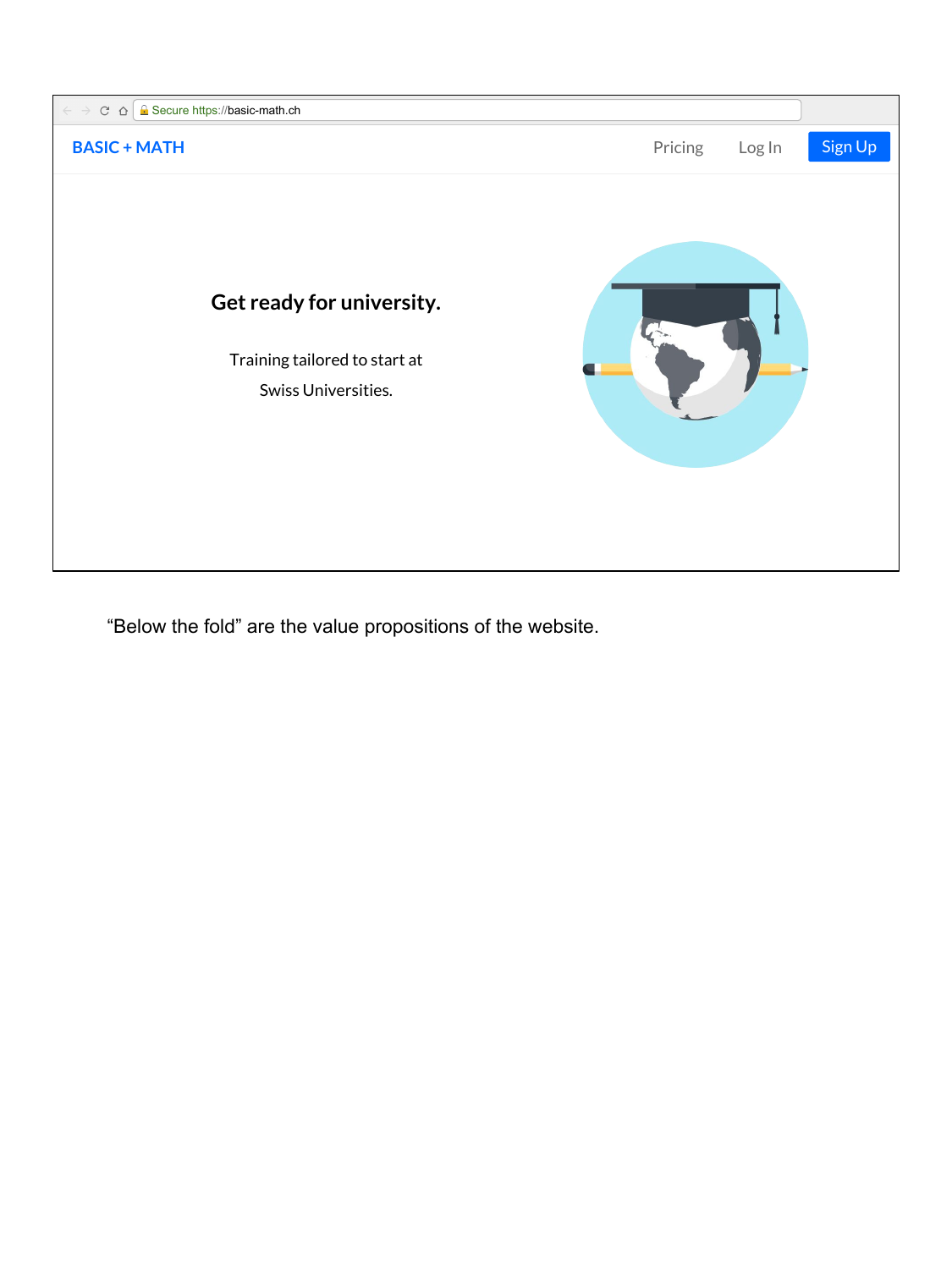Secure https://basic-math.ch

BASIC + MATH

Pricing | Log In | Sign Up

**Get ready for university.**

Training tailored to start at Swiss Universities.

"Below the fold" are the value propositions of the website.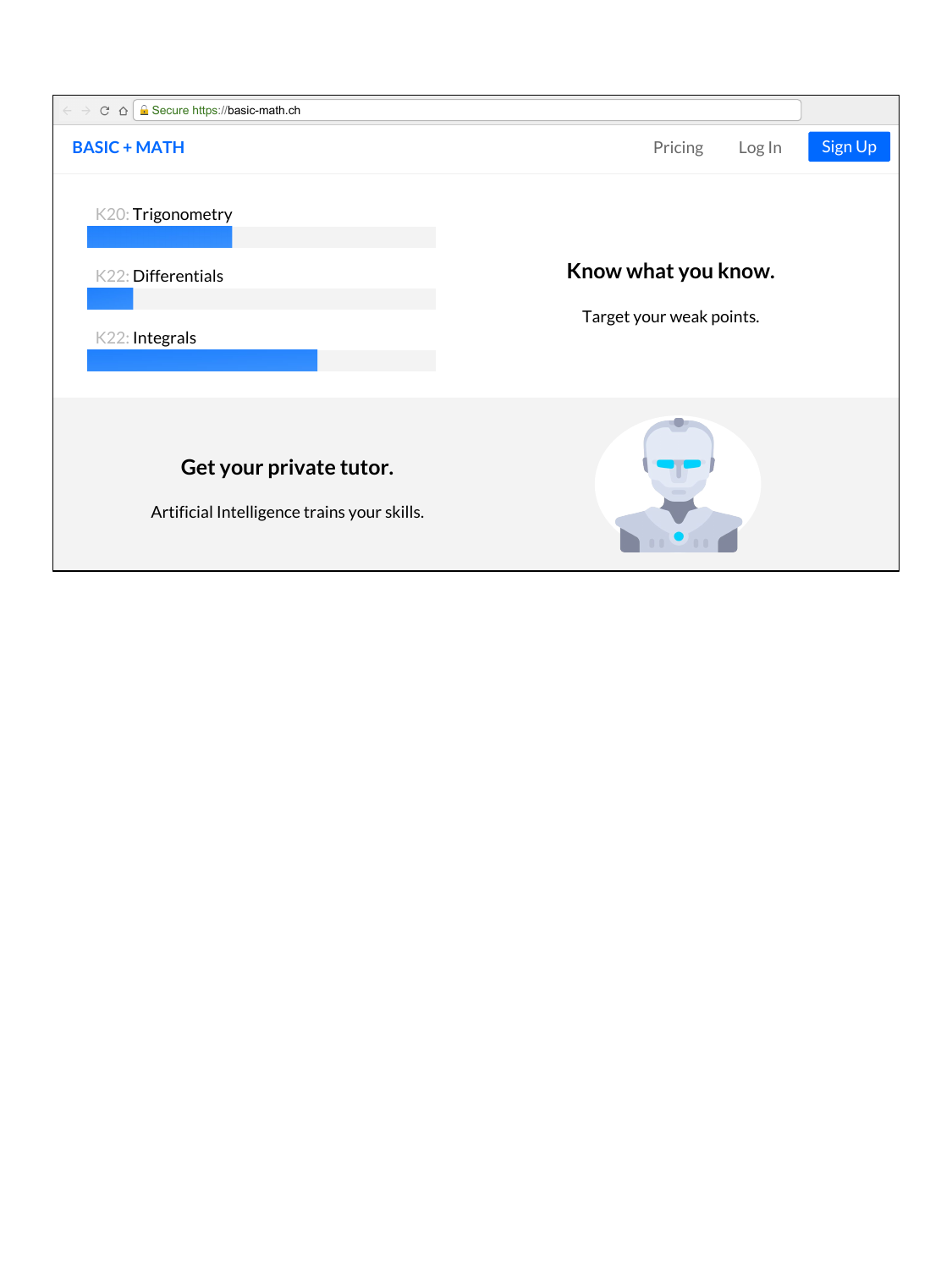Secure https://basic-math.ch

BASIC + MATH

Pricing Log In Sign Up

K20: Trigonometry

K22: Differentials

K22: Integrals

**Know what you know.**

Target your weak points.

**Get your private tutor.**

Artificial Intelligence trains your skills.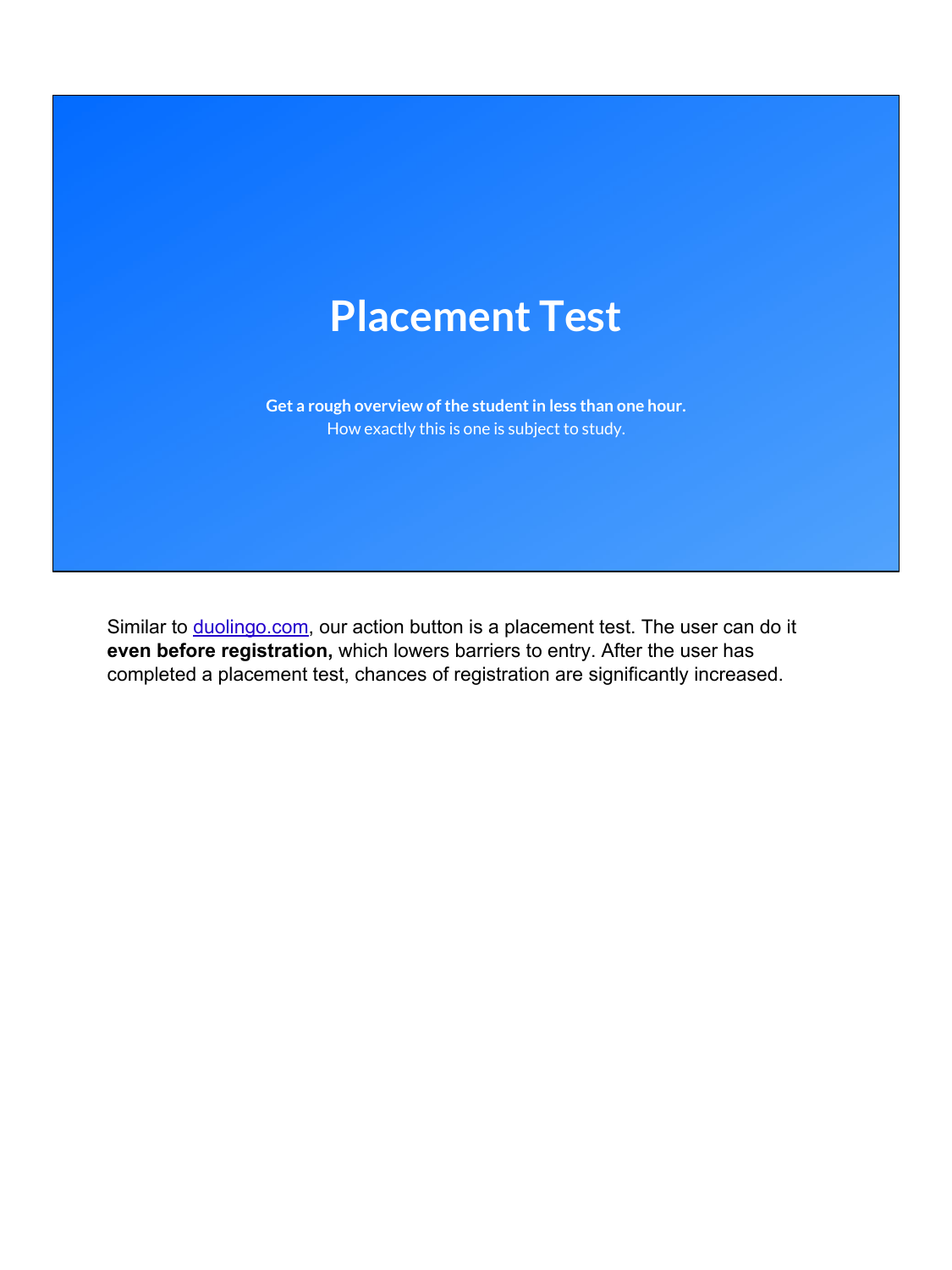# Placement Test

**Get a rough overview of the student in less than one hour.**
How exactly this is one is subject to study.

Similar to [duolingo.com](duolingo.com), our action button is a placement test. The user can do it **even before registration,** which lowers barriers to entry. After the user has completed a placement test, chances of registration are significantly increased.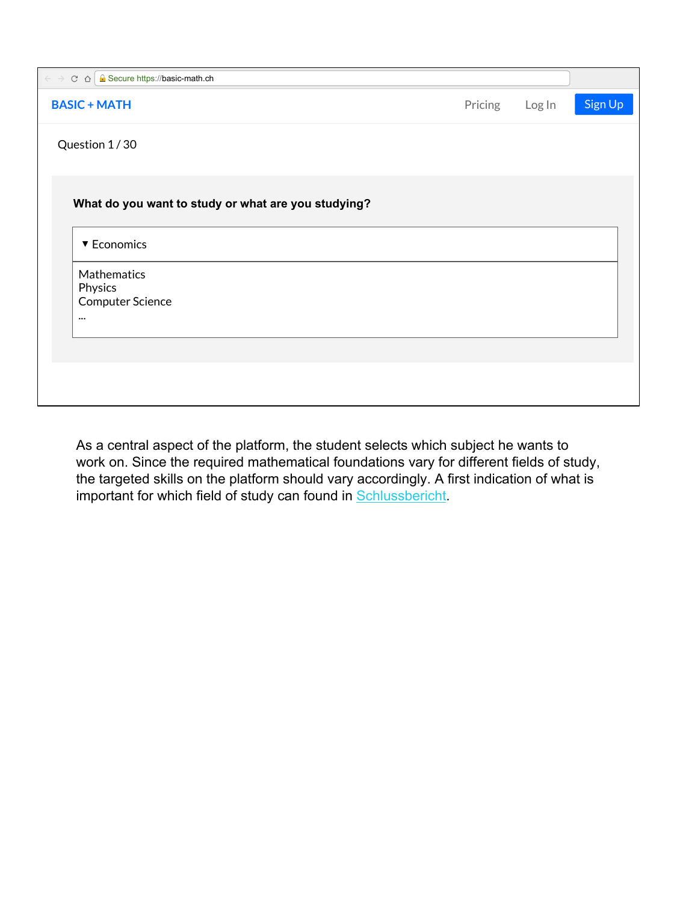Secure https://basic-math.ch

**BASIC + MATH**

Pricing Log In Sign Up

Question 1 / 30

**What do you want to study or what are you studying?**

▼ Economics

Mathematics
Physics
Computer Science
...

As a central aspect of the platform, the student selects which subject he wants to work on. Since the required mathematical foundations vary for different fields of study, the targeted skills on the platform should vary accordingly. A first indication of what is important for which field of study can found in Schlussbericht.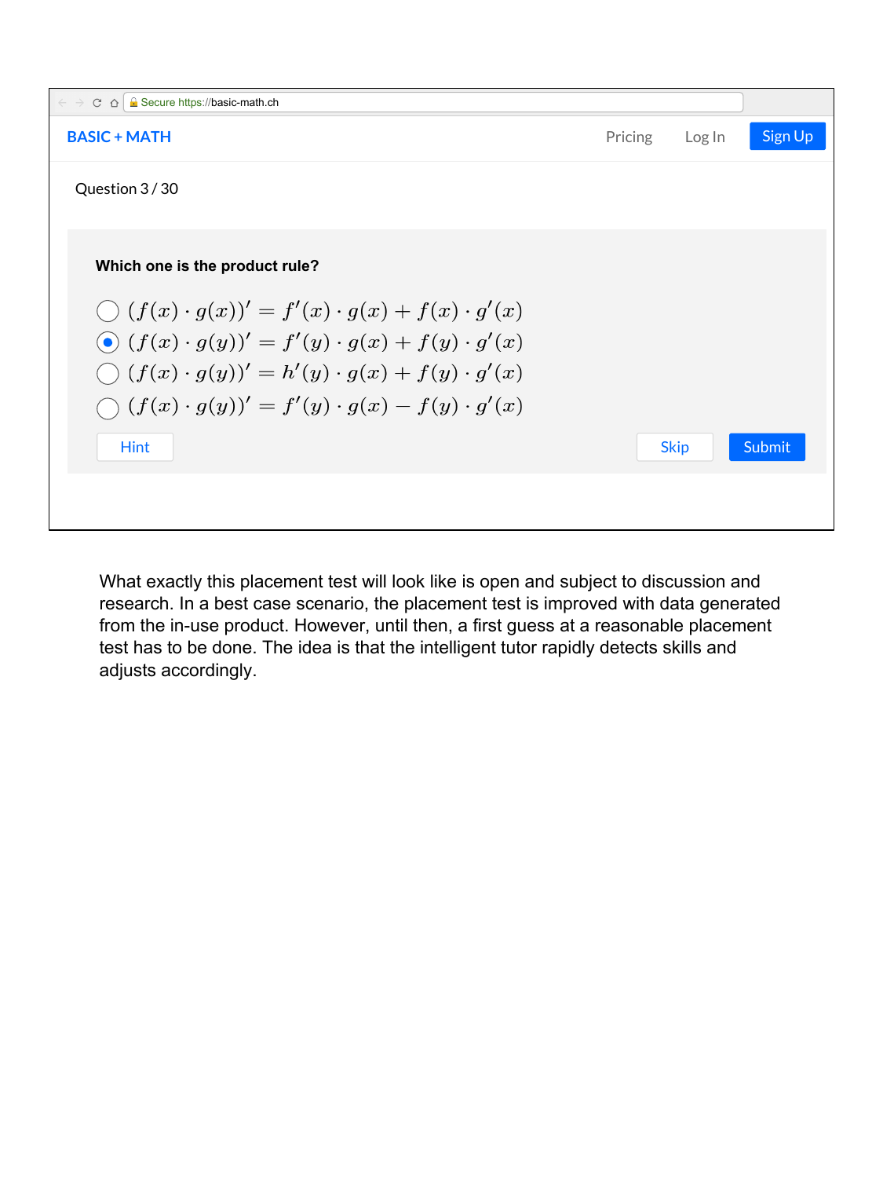Secure https://basic-math.ch

BASIC + MATH

Pricing Log In Sign Up

Question 3 / 30

**Which one is the product rule?**

- ( ) $(f(x) \cdot g(x))' = f'(x) \cdot g(x) + f(x) \cdot g'(x)$
- (•) $(f(x) \cdot g(y))' = f'(y) \cdot g(x) + f(y) \cdot g'(x)$
- ( ) $(f(x) \cdot g(y))' = h'(y) \cdot g(x) + f(y) \cdot g'(x)$
- ( ) $(f(x) \cdot g(y))' = f'(y) \cdot g(x) - f(y) \cdot g'(x)$

Hint Skip Submit

What exactly this placement test will look like is open and subject to discussion and research. In a best case scenario, the placement test is improved with data generated from the in-use product. However, until then, a first guess at a reasonable placement test has to be done. The idea is that the intelligent tutor rapidly detects skills and adjusts accordingly.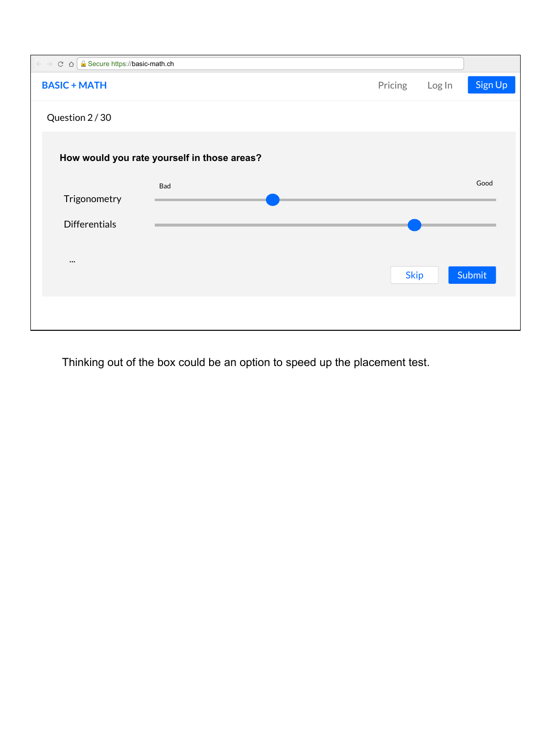Secure https://basic-math.ch

BASIC + MATH

Pricing Log In Sign Up

Question 2 / 30

**How would you rate yourself in those areas?**

Bad Good

Trigonometry

Differentials

...

Skip Submit

Thinking out of the box could be an option to speed up the placement test.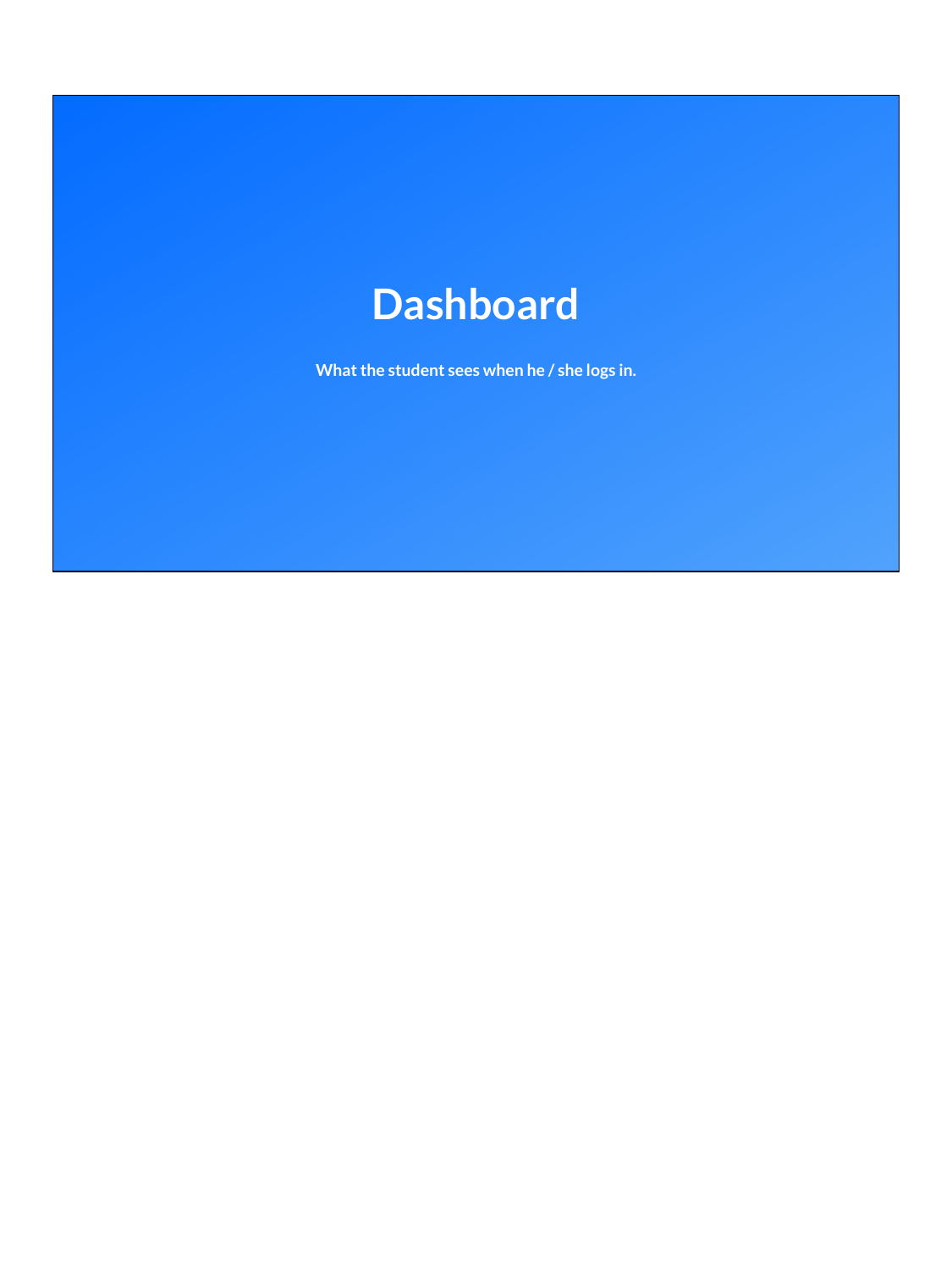# Dashboard

**What the student sees when he / she logs in.**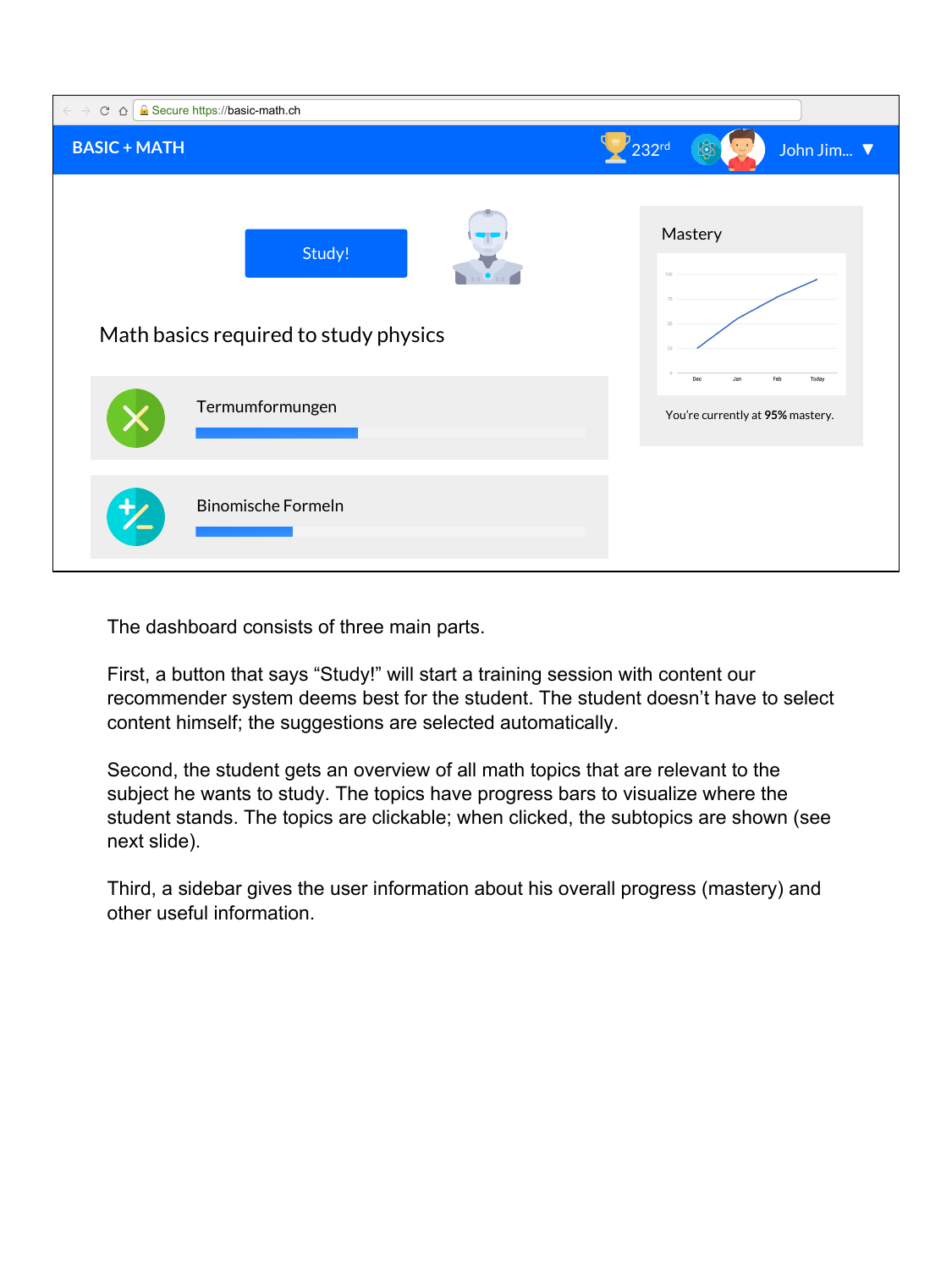Secure https://basic-math.ch

BASIC + MATH 232rd John Jim... ▼

Study!

Math basics required to study physics

Termumformungen

Binomische Formeln

Mastery

You're currently at **95%** mastery.

The dashboard consists of three main parts.

First, a button that says "Study!" will start a training session with content our recommender system deems best for the student. The student doesn't have to select content himself; the suggestions are selected automatically.

Second, the student gets an overview of all math topics that are relevant to the subject he wants to study. The topics have progress bars to visualize where the student stands. The topics are clickable; when clicked, the subtopics are shown (see next slide).

Third, a sidebar gives the user information about his overall progress (mastery) and other useful information.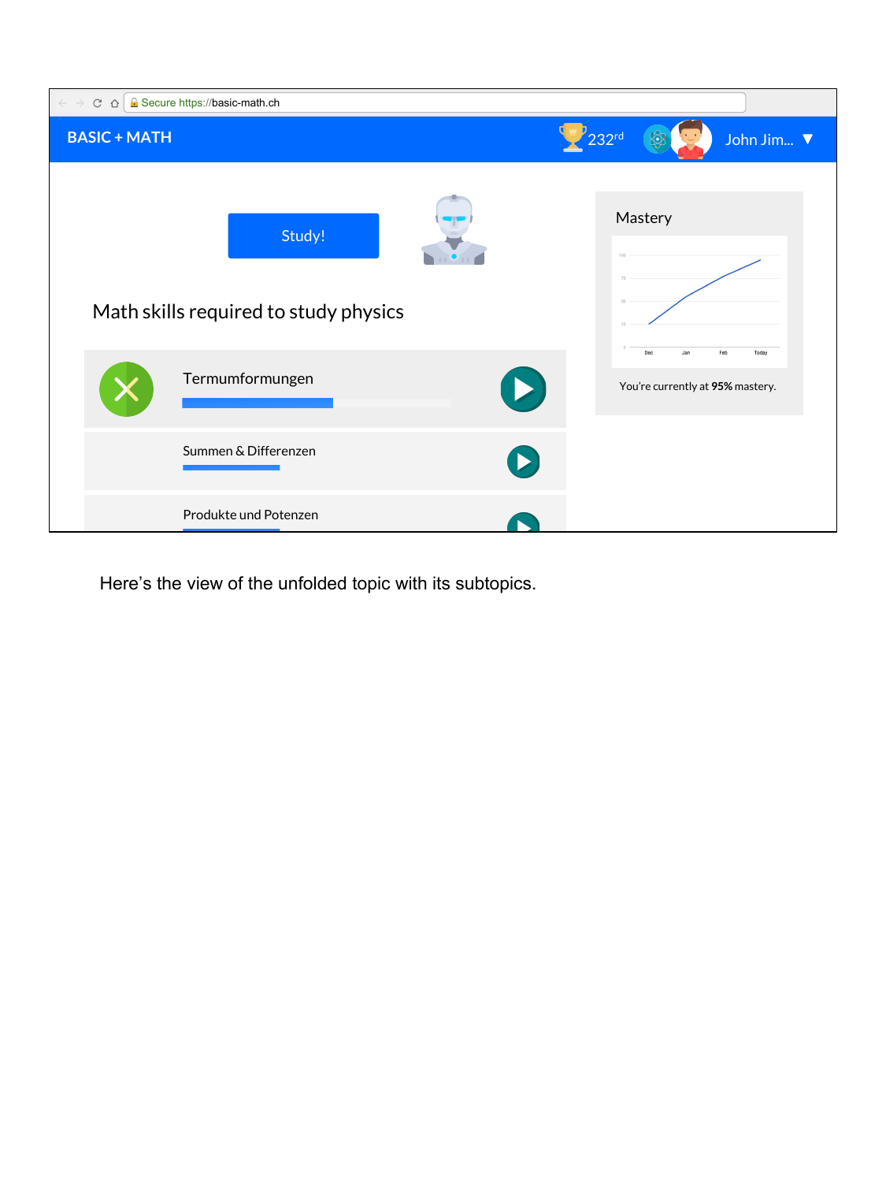Secure https://basic-math.ch

BASIC + MATH

232rd

John Jim... ▼

Study!

Math skills required to study physics

Termumformungen

Summen & Differenzen

Produkte und Potenzen

Mastery

You're currently at **95%** mastery.

Here's the view of the unfolded topic with its subtopics.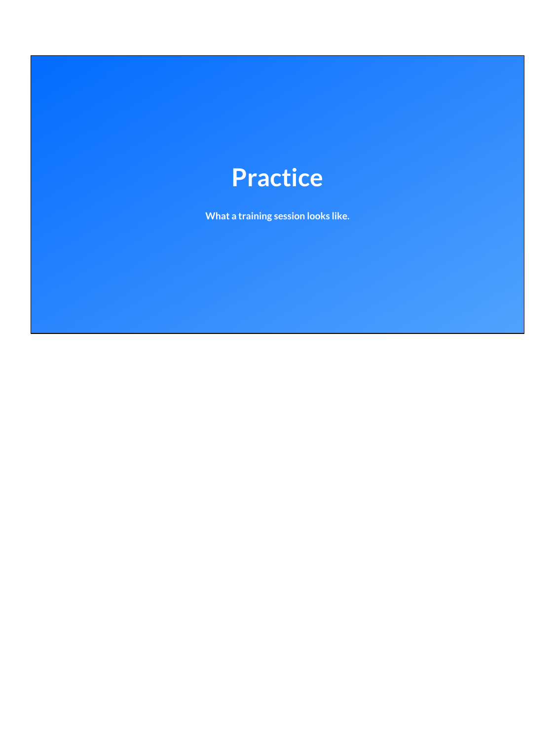# Practice

**What a training session looks like.**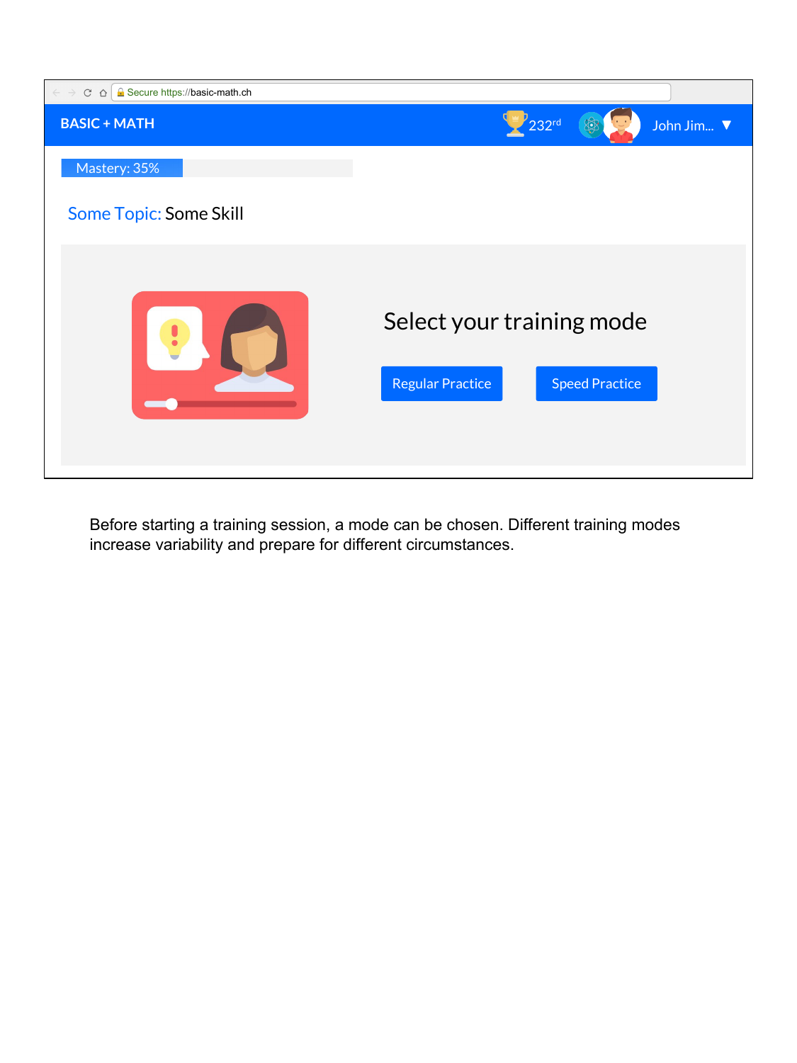Secure https://basic-math.ch

BASIC + MATH

232rd

John Jim... ▼

Mastery: 35%

Some Topic: Some Skill

Select your training mode

Regular Practice

Speed Practice

Before starting a training session, a mode can be chosen. Different training modes increase variability and prepare for different circumstances.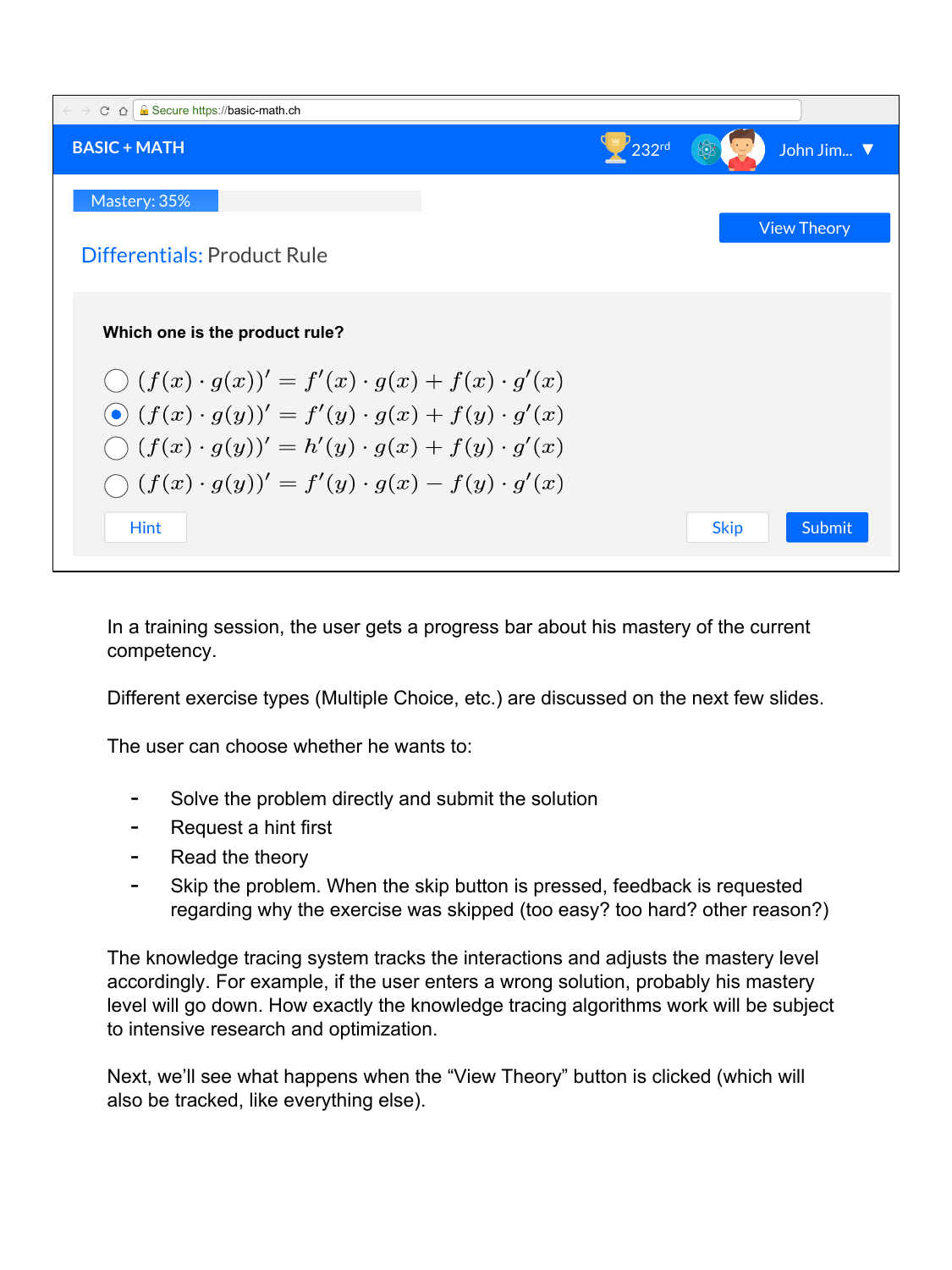Secure https://basic-math.ch

BASIC + MATH 232rd John Jim... ▼

Mastery: 35%

View Theory

Differentials: Product Rule

**Which one is the product rule?**

- ◯ $(f(x) \cdot g(x))' = f'(x) \cdot g(x) + f(x) \cdot g'(x)$
- ◉ $(f(x) \cdot g(y))' = f'(y) \cdot g(x) + f(y) \cdot g'(x)$
- ◯ $(f(x) \cdot g(y))' = h'(y) \cdot g(x) + f(y) \cdot g'(x)$
- ◯ $(f(x) \cdot g(y))' = f'(y) \cdot g(x) - f(y) \cdot g'(x)$

Hint Skip Submit

In a training session, the user gets a progress bar about his mastery of the current competency.

Different exercise types (Multiple Choice, etc.) are discussed on the next few slides.

The user can choose whether he wants to:

- Solve the problem directly and submit the solution
- Request a hint first
- Read the theory
- Skip the problem. When the skip button is pressed, feedback is requested regarding why the exercise was skipped (too easy? too hard? other reason?)

The knowledge tracing system tracks the interactions and adjusts the mastery level accordingly. For example, if the user enters a wrong solution, probably his mastery level will go down. How exactly the knowledge tracing algorithms work will be subject to intensive research and optimization.

Next, we'll see what happens when the "View Theory" button is clicked (which will also be tracked, like everything else).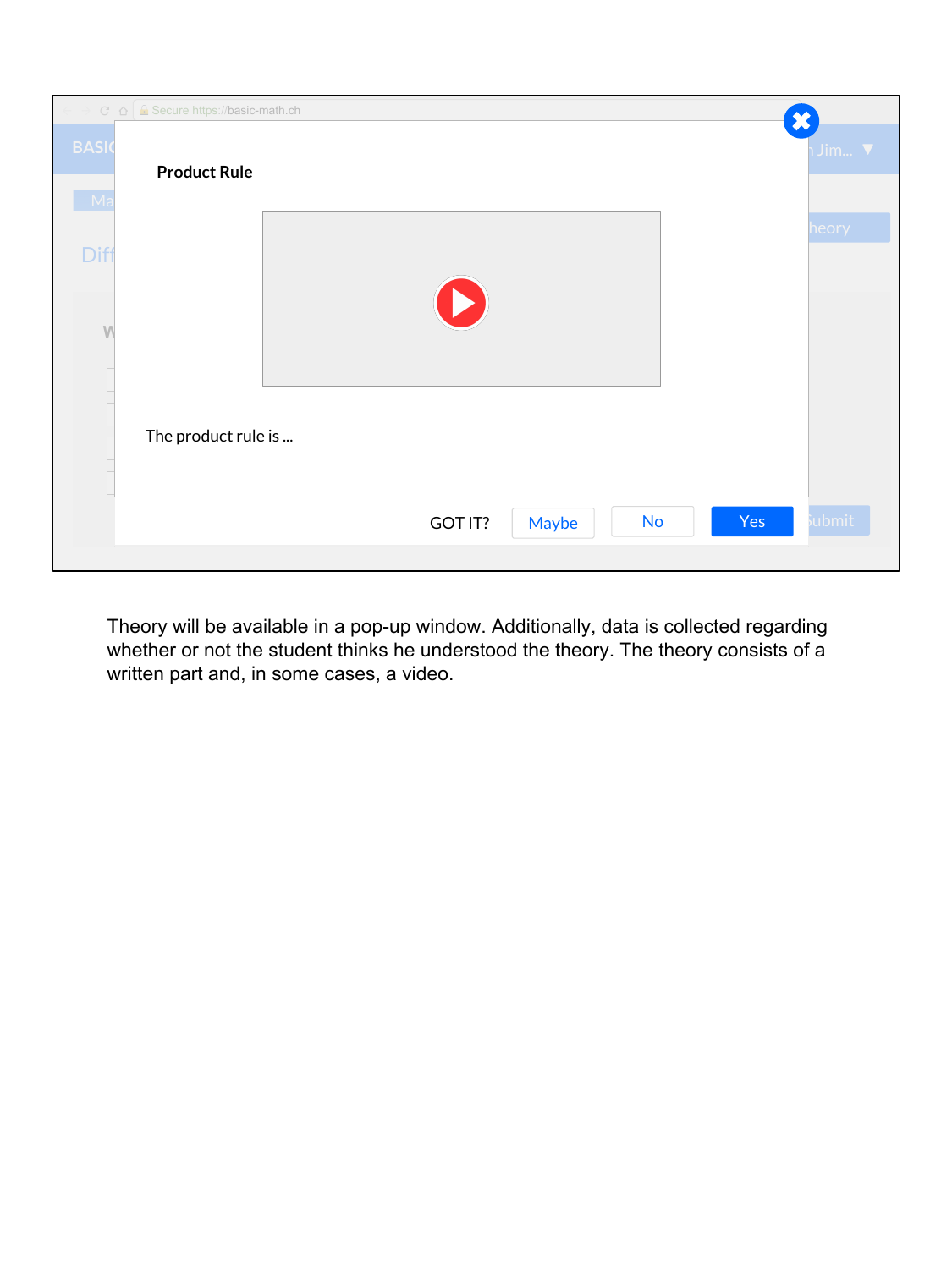Product Rule

The product rule is ...

GOT IT? Maybe No Yes

Theory will be available in a pop-up window. Additionally, data is collected regarding whether or not the student thinks he understood the theory. The theory consists of a written part and, in some cases, a video.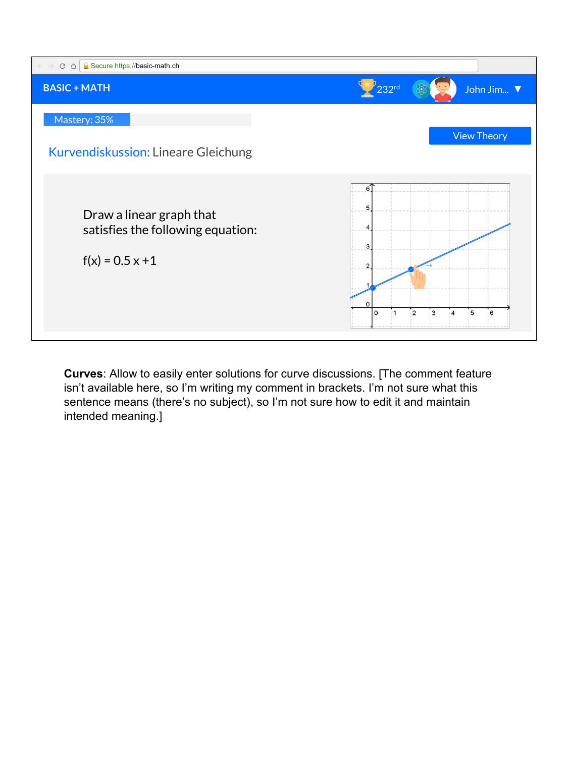Secure https://basic-math.ch

BASIC + MATH

232rd

John Jim... ▼

Mastery: 35%

View Theory

Kurvendiskussion: Lineare Gleichung

Draw a linear graph that satisfies the following equation:

f(x) = 0.5 x +1

**Curves**: Allow to easily enter solutions for curve discussions. [The comment feature isn't available here, so I'm writing my comment in brackets. I'm not sure what this sentence means (there's no subject), so I'm not sure how to edit it and maintain intended meaning.]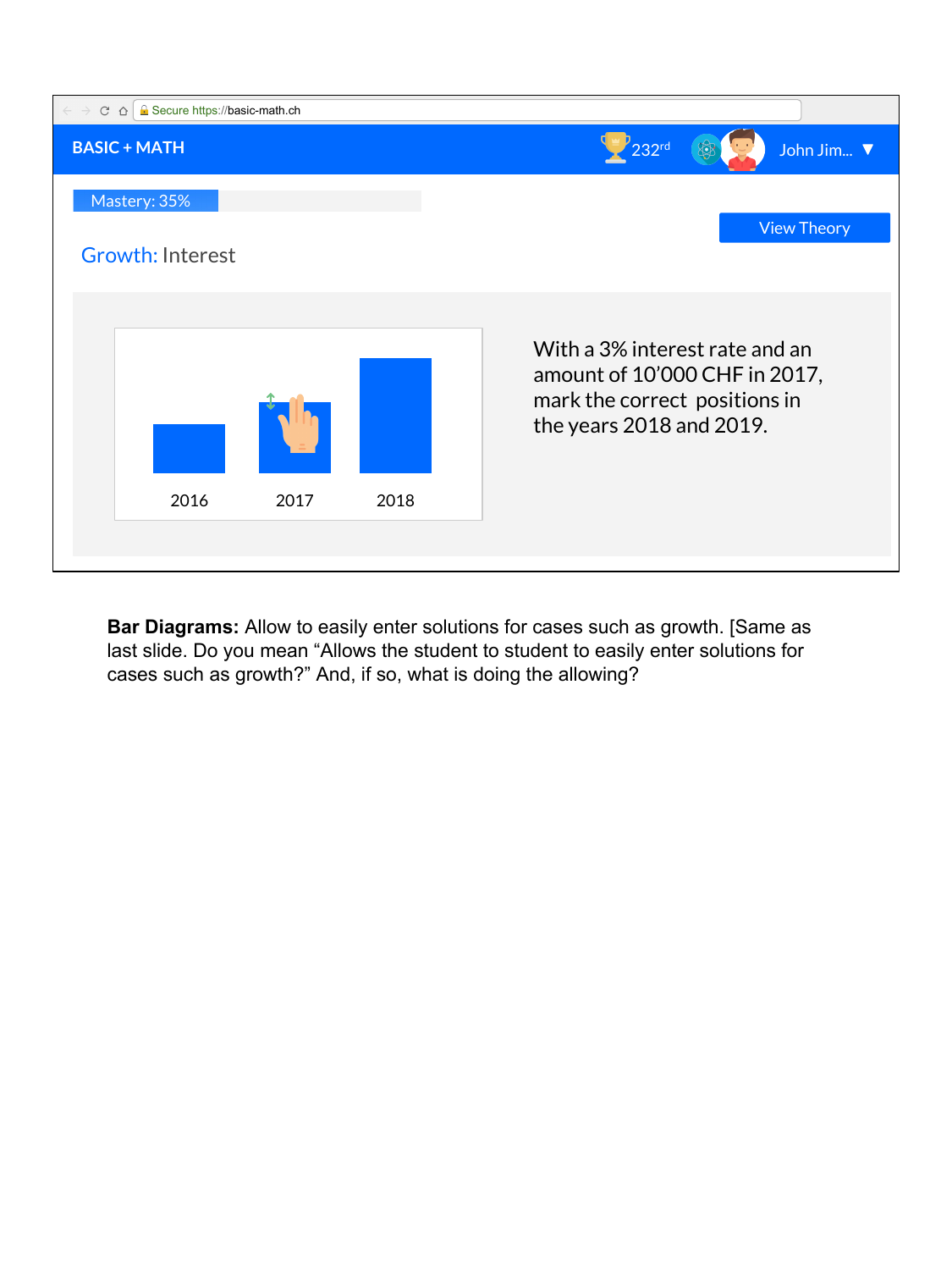BASIC + MATH

232rd

John Jim... ▼

Mastery: 35%

View Theory

Growth: Interest

2016 2017 2018

With a 3% interest rate and an amount of 10'000 CHF in 2017, mark the correct positions in the years 2018 and 2019.

**Bar Diagrams:** Allow to easily enter solutions for cases such as growth. [Same as last slide. Do you mean "Allows the student to student to easily enter solutions for cases such as growth?" And, if so, what is doing the allowing?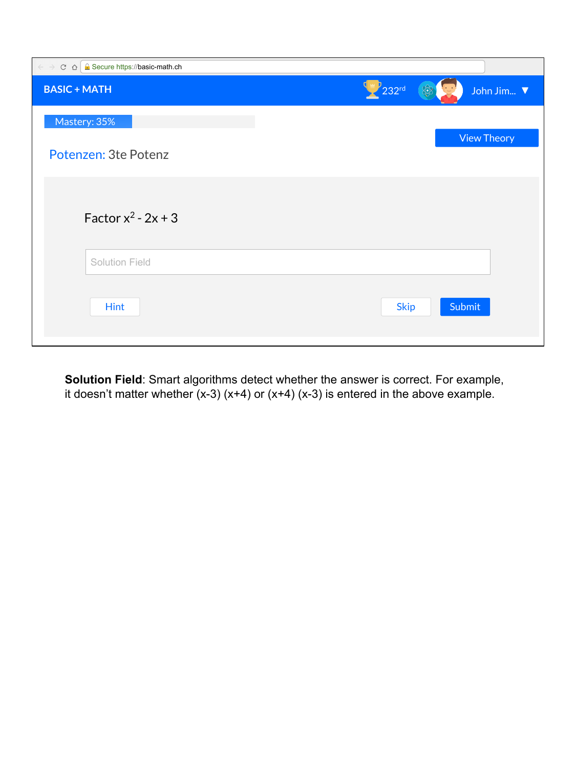Secure https://basic-math.ch

BASIC + MATH 232rd John Jim... ▼

Mastery: 35%

View Theory

Potenzen: 3te Potenz

Factor $x^2 - 2x + 3$

Solution Field

Hint Skip Submit

**Solution Field**: Smart algorithms detect whether the answer is correct. For example, it doesn't matter whether (x-3) (x+4) or (x+4) (x-3) is entered in the above example.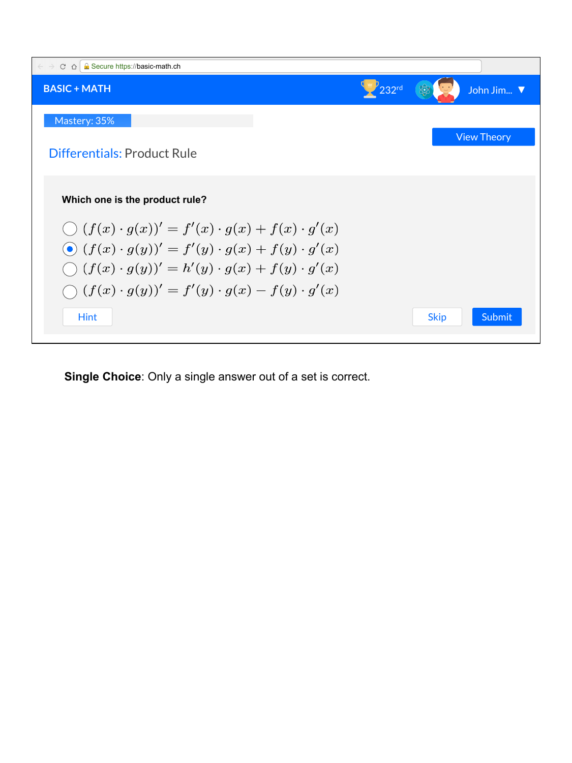Secure https://basic-math.ch

**BASIC + MATH**

232rd

John Jim... ▼

Mastery: 35%

View Theory

Differentials: Product Rule

**Which one is the product rule?**

- ○ $(f(x) \cdot g(x))' = f'(x) \cdot g(x) + f(x) \cdot g'(x)$
- ◉ $(f(x) \cdot g(y))' = f'(y) \cdot g(x) + f(y) \cdot g'(x)$
- ○ $(f(x) \cdot g(y))' = h'(y) \cdot g(x) + f(y) \cdot g'(x)$
- ○ $(f(x) \cdot g(y))' = f'(y) \cdot g(x) - f(y) \cdot g'(x)$

Hint

Skip

Submit

**Single Choice**: Only a single answer out of a set is correct.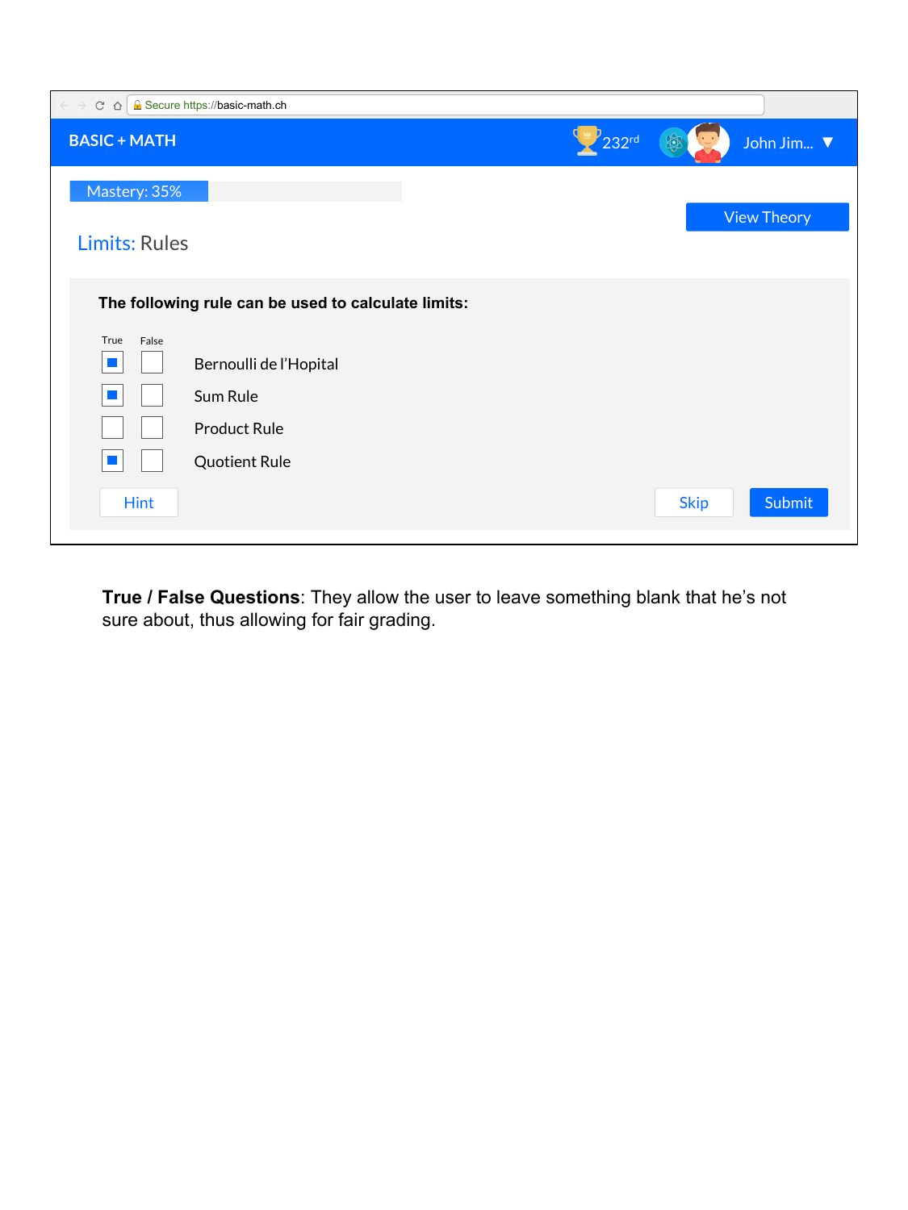Secure https://basic-math.ch

BASIC + MATH

232rd

John Jim... ▼

Mastery: 35%

View Theory

Limits: Rules

**The following rule can be used to calculate limits:**

| True | False | |
|---|---|---|
| ■ | ☐ | Bernoulli de l'Hopital |
| ■ | ☐ | Sum Rule |
| ☐ | ☐ | Product Rule |
| ■ | ☐ | Quotient Rule |

Hint | Skip | Submit

**True / False Questions**: They allow the user to leave something blank that he's not sure about, thus allowing for fair grading.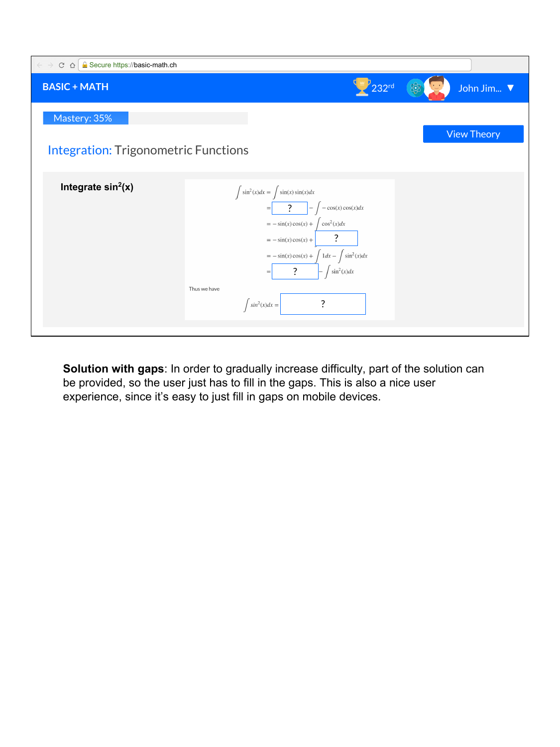Secure https://basic-math.ch

BASIC + MATH

232rd

John Jim... ▼

Mastery: 35%

View Theory

Integration: Trigonometric Functions

**Integrate $\sin^2(x)$**

$$\int \sin^2(x)dx = \int \sin(x)\sin(x)dx$$

$$= \boxed{?} - \int -\cos(x)\cos(x)dx$$

$$= -\sin(x)\cos(x) + \int \cos^2(x)dx$$

$$= -\sin(x)\cos(x) + \boxed{?}$$

$$= -\sin(x)\cos(x) + \int 1dx - \int \sin^2(x)dx$$

$$= \boxed{?} - \int \sin^2(x)dx$$

Thus we have

$$\int \sin^2(x)dx = \boxed{?}$$

**Solution with gaps**: In order to gradually increase difficulty, part of the solution can be provided, so the user just has to fill in the gaps. This is also a nice user experience, since it's easy to just fill in gaps on mobile devices.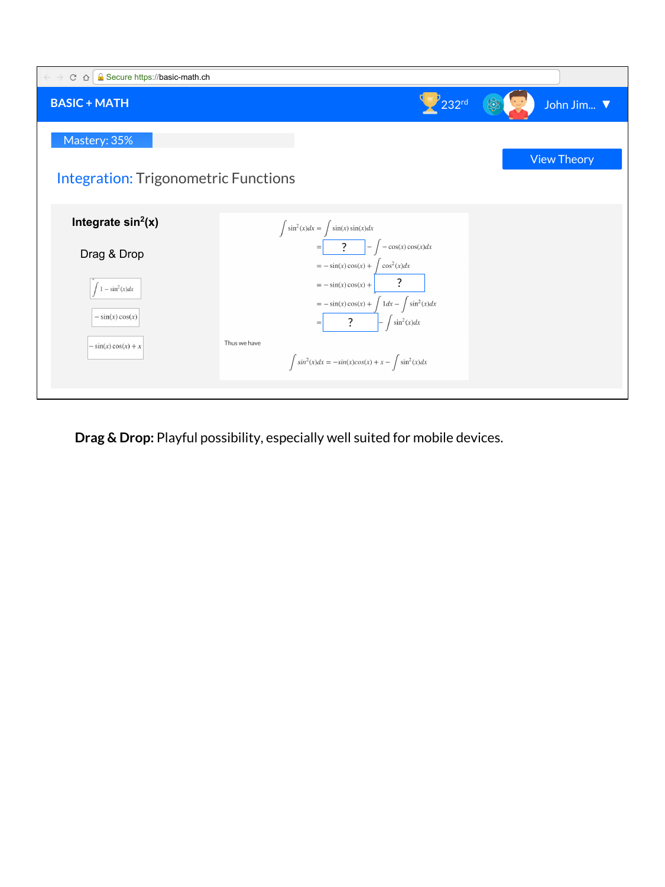Secure https://basic-math.ch

**BASIC + MATH** 232rd John Jim... ▼

Mastery: 35%

View Theory

Integration: Trigonometric Functions

**Integrate $\sin^2(x)$**

Drag & Drop

$\int 1 - \sin^2(x)dx$

$-\sin(x)\cos(x)$

$-\sin(x)\cos(x) + x$

$$\int \sin^2(x)dx = \int \sin(x)\sin(x)dx$$

$$= \boxed{?} - \int -\cos(x)\cos(x)dx$$

$$= -\sin(x)\cos(x) + \int \cos^2(x)dx$$

$$= -\sin(x)\cos(x) + \boxed{?}$$

$$= -\sin(x)\cos(x) + \int 1dx - \int \sin^2(x)dx$$

$$= \boxed{?} - \int \sin^2(x)dx$$

Thus we have

$$\int \sin^2(x)dx = -\sin(x)\cos(x) + x - \int \sin^2(x)dx$$

**Drag & Drop:** Playful possibility, especially well suited for mobile devices.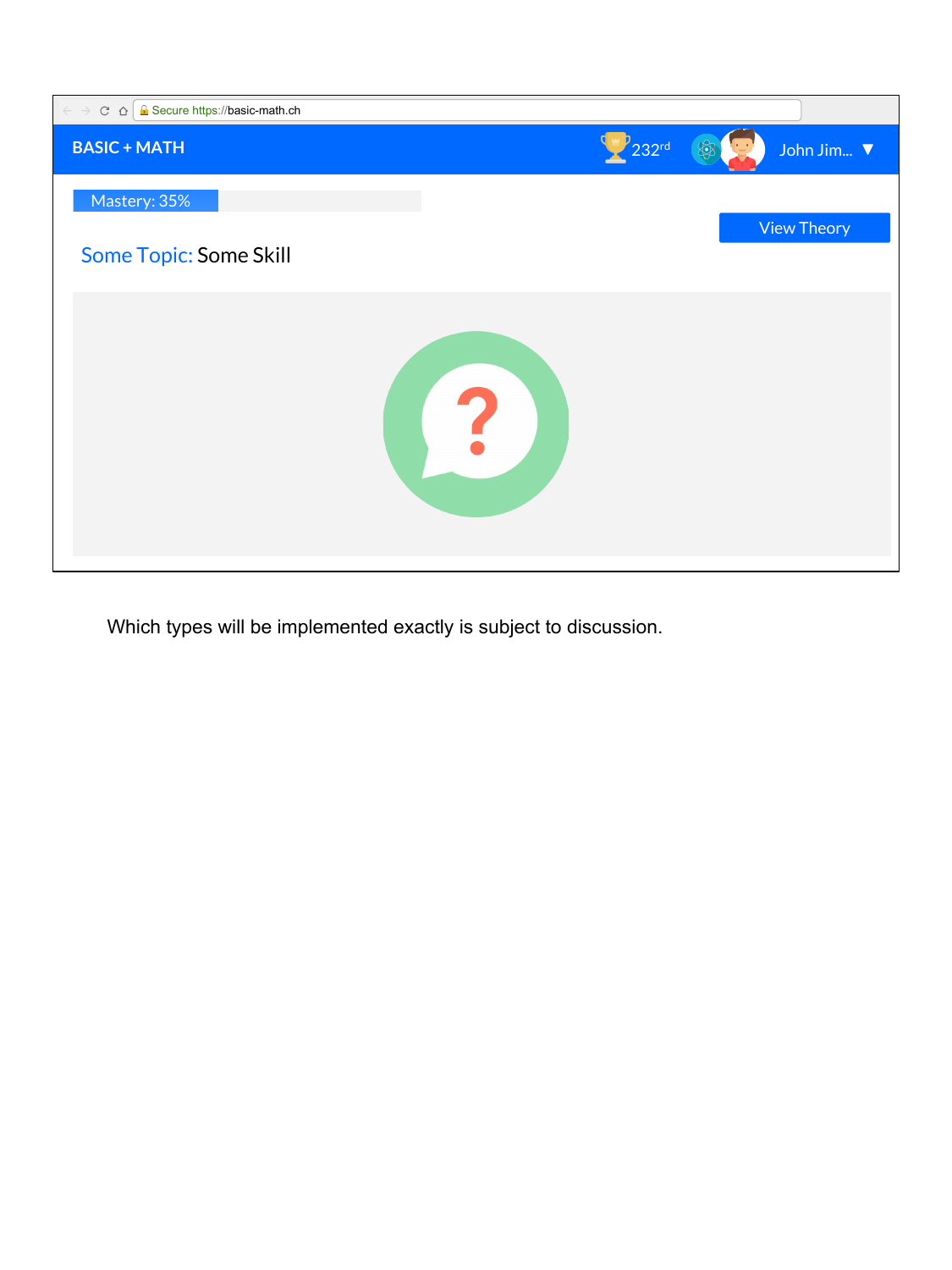Which types will be implemented exactly is subject to discussion.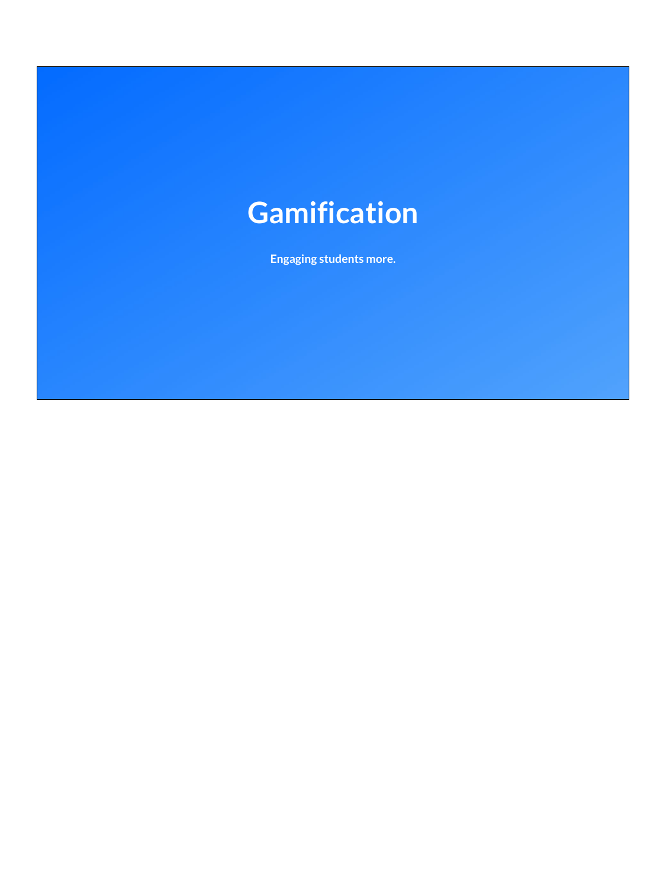# Gamification

**Engaging students more.**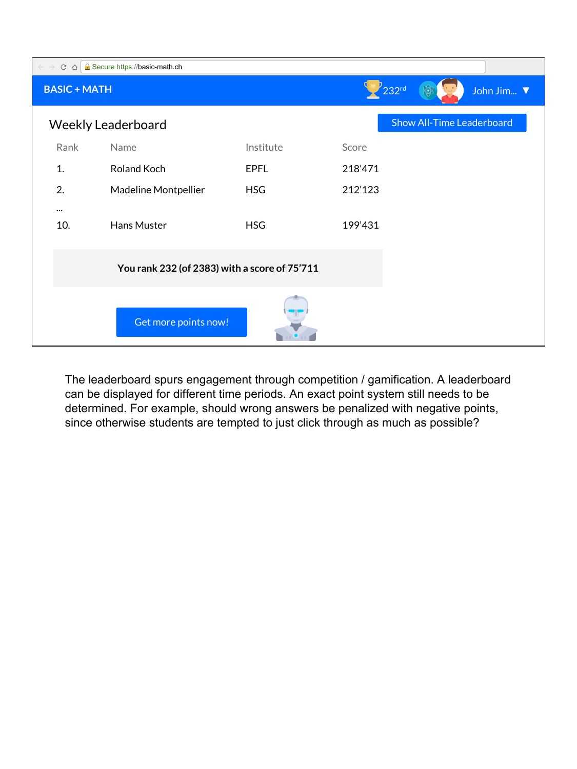Secure https://basic-math.ch

BASIC + MATH

232rd

John Jim... ▼

## Weekly Leaderboard

Show All-Time Leaderboard

| Rank | Name | Institute | Score |
|---|---|---|---|
| 1. | Roland Koch | EPFL | 218’471 |
| 2. | Madeline Montpellier | HSG | 212’123 |
| ... | | | |
| 10. | Hans Muster | HSG | 199’431 |

**You rank 232 (of 2383) with a score of 75’711**

Get more points now!

The leaderboard spurs engagement through competition / gamification. A leaderboard can be displayed for different time periods. An exact point system still needs to be determined. For example, should wrong answers be penalized with negative points, since otherwise students are tempted to just click through as much as possible?